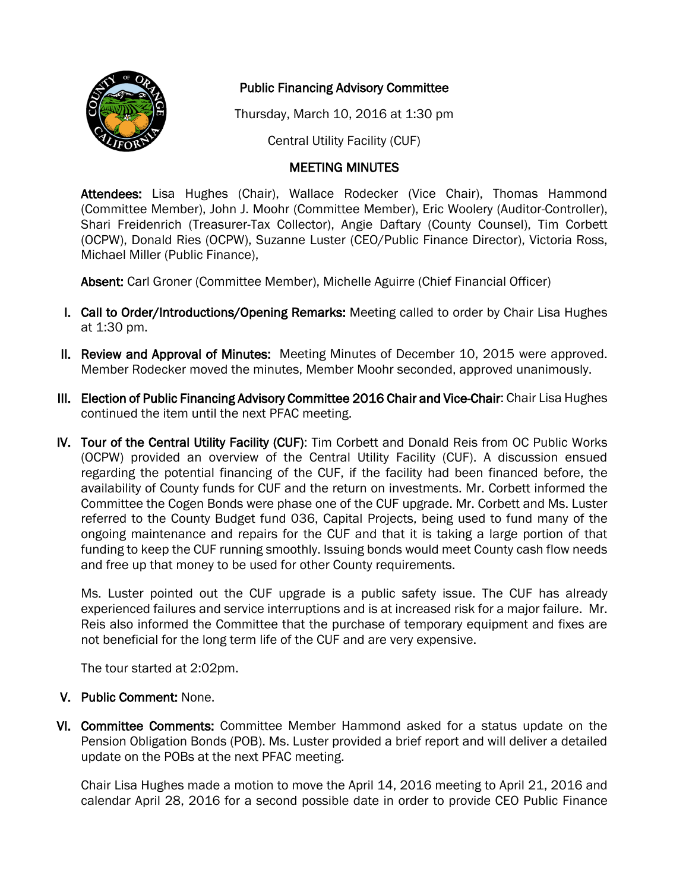# Public Financing Advisory Committee

Thursday, March 10, 2016 at 1:30 pm

Central Utility Facility (CUF)

## MEETING MINUTES

**Attendees:** Lisa Hughes (Chair), Wallace Rodecker (Vice Chair), Thomas Hammond (Committee Member), John J. Moohr (Committee Member), Eric Woolery (Auditor-Controller), Shari Freidenrich (Treasurer-Tax Collector), Angie Daftary (County Counsel), Tim Corbett (OCPW), Donald Ries (OCPW), Suzanne Luster (CEO/Public Finance Director), Victoria Ross, Michael Miller (Public Finance),

**Absent:** Carl Groner (Committee Member), Michelle Aguirre (Chief Financial Officer)

I. **Call to Order/Introductions/Opening Remarks:** Meeting called to order by Chair Lisa Hughes at 1:30 pm.

II. **Review and Approval of Minutes:** Meeting Minutes of December 10, 2015 were approved. Member Rodecker moved the minutes, Member Moohr seconded, approved unanimously.

III. **Election of Public Financing Advisory Committee 2016 Chair and Vice-Chair**: Chair Lisa Hughes continued the item until the next PFAC meeting.

IV. **Tour of the Central Utility Facility (CUF)**: Tim Corbett and Donald Reis from OC Public Works (OCPW) provided an overview of the Central Utility Facility (CUF). A discussion ensued regarding the potential financing of the CUF, if the facility had been financed before, the availability of County funds for CUF and the return on investments. Mr. Corbett informed the Committee the Cogen Bonds were phase one of the CUF upgrade. Mr. Corbett and Ms. Luster referred to the County Budget fund 036, Capital Projects, being used to fund many of the ongoing maintenance and repairs for the CUF and that it is taking a large portion of that funding to keep the CUF running smoothly. Issuing bonds would meet County cash flow needs and free up that money to be used for other County requirements.

   Ms. Luster pointed out the CUF upgrade is a public safety issue. The CUF has already experienced failures and service interruptions and is at increased risk for a major failure. Mr. Reis also informed the Committee that the purchase of temporary equipment and fixes are not beneficial for the long term life of the CUF and are very expensive.

   The tour started at 2:02pm.

V. **Public Comment:** None.

VI. **Committee Comments:** Committee Member Hammond asked for a status update on the Pension Obligation Bonds (POB). Ms. Luster provided a brief report and will deliver a detailed update on the POBs at the next PFAC meeting.

   Chair Lisa Hughes made a motion to move the April 14, 2016 meeting to April 21, 2016 and calendar April 28, 2016 for a second possible date in order to provide CEO Public Finance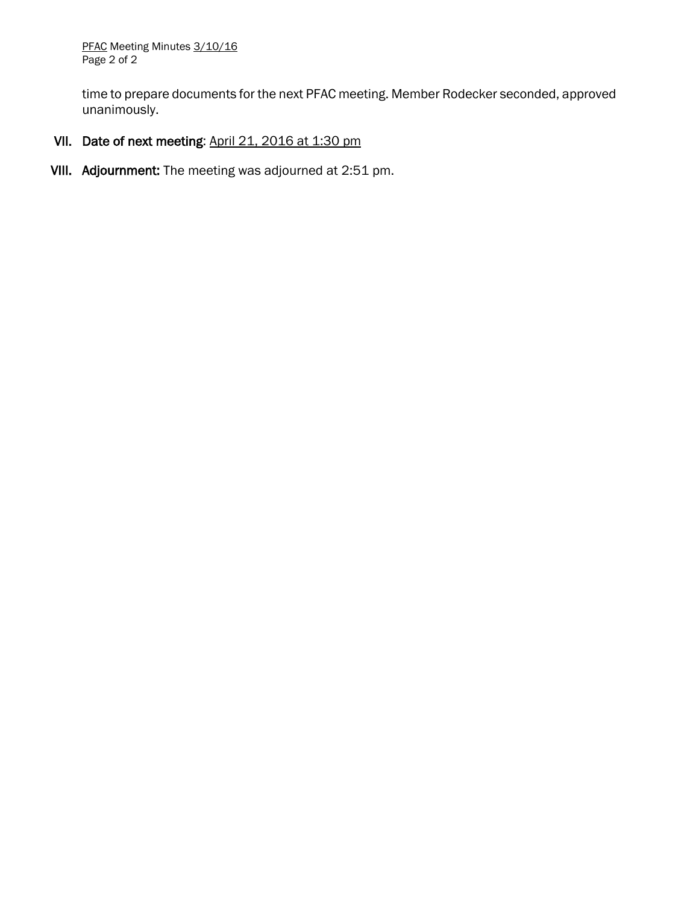time to prepare documents for the next PFAC meeting. Member Rodecker seconded, approved unanimously.

VII. **Date of next meeting**: April 21, 2016 at 1:30 pm

VIII. **Adjournment:** The meeting was adjourned at 2:51 pm.